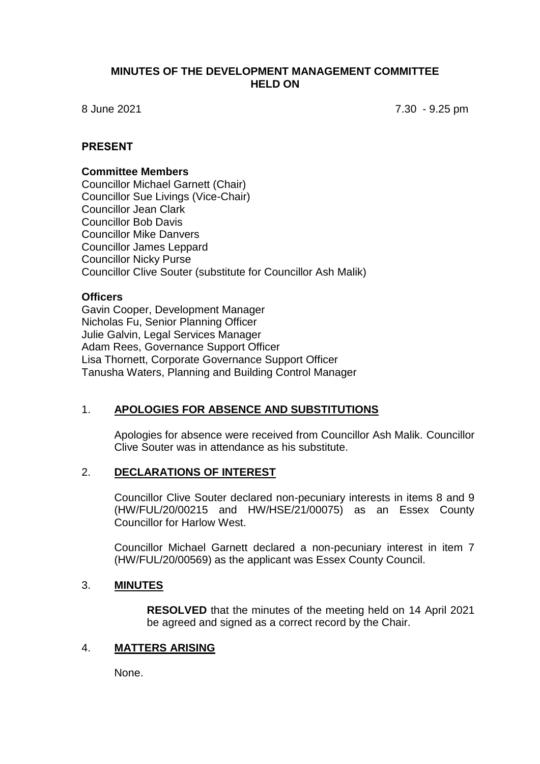# MINUTES OF THE DEVELOPMENT MANAGEMENT COMMITTEE HELD ON

8 June 2021 7.30 - 9.25 pm

## PRESENT

### Committee Members

Councillor Michael Garnett (Chair)
Councillor Sue Livings (Vice-Chair)
Councillor Jean Clark
Councillor Bob Davis
Councillor Mike Danvers
Councillor James Leppard
Councillor Nicky Purse
Councillor Clive Souter (substitute for Councillor Ash Malik)

### Officers

Gavin Cooper, Development Manager
Nicholas Fu, Senior Planning Officer
Julie Galvin, Legal Services Manager
Adam Rees, Governance Support Officer
Lisa Thornett, Corporate Governance Support Officer
Tanusha Waters, Planning and Building Control Manager

## 1. APOLOGIES FOR ABSENCE AND SUBSTITUTIONS

Apologies for absence were received from Councillor Ash Malik. Councillor Clive Souter was in attendance as his substitute.

## 2. DECLARATIONS OF INTEREST

Councillor Clive Souter declared non-pecuniary interests in items 8 and 9 (HW/FUL/20/00215 and HW/HSE/21/00075) as an Essex County Councillor for Harlow West.

Councillor Michael Garnett declared a non-pecuniary interest in item 7 (HW/FUL/20/00569) as the applicant was Essex County Council.

## 3. MINUTES

**RESOLVED** that the minutes of the meeting held on 14 April 2021 be agreed and signed as a correct record by the Chair.

## 4. MATTERS ARISING

None.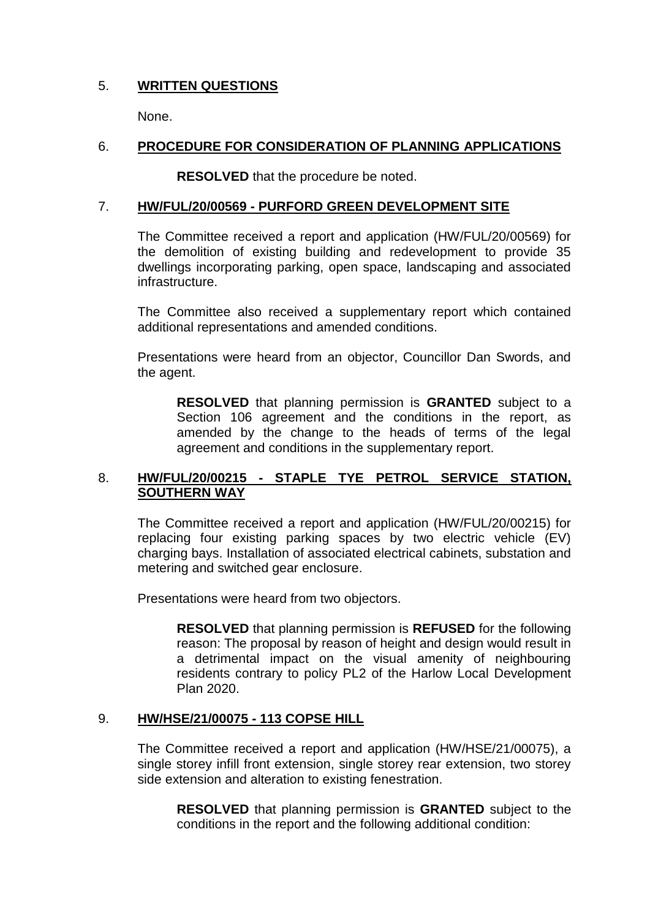## 5. WRITTEN QUESTIONS

None.

## 6. PROCEDURE FOR CONSIDERATION OF PLANNING APPLICATIONS

**RESOLVED** that the procedure be noted.

## 7. HW/FUL/20/00569 - PURFORD GREEN DEVELOPMENT SITE

The Committee received a report and application (HW/FUL/20/00569) for the demolition of existing building and redevelopment to provide 35 dwellings incorporating parking, open space, landscaping and associated infrastructure.

The Committee also received a supplementary report which contained additional representations and amended conditions.

Presentations were heard from an objector, Councillor Dan Swords, and the agent.

> **RESOLVED** that planning permission is **GRANTED** subject to a Section 106 agreement and the conditions in the report, as amended by the change to the heads of terms of the legal agreement and conditions in the supplementary report.

## 8. HW/FUL/20/00215 - STAPLE TYE PETROL SERVICE STATION, SOUTHERN WAY

The Committee received a report and application (HW/FUL/20/00215) for replacing four existing parking spaces by two electric vehicle (EV) charging bays. Installation of associated electrical cabinets, substation and metering and switched gear enclosure.

Presentations were heard from two objectors.

> **RESOLVED** that planning permission is **REFUSED** for the following reason: The proposal by reason of height and design would result in a detrimental impact on the visual amenity of neighbouring residents contrary to policy PL2 of the Harlow Local Development Plan 2020.

## 9. HW/HSE/21/00075 - 113 COPSE HILL

The Committee received a report and application (HW/HSE/21/00075), a single storey infill front extension, single storey rear extension, two storey side extension and alteration to existing fenestration.

> **RESOLVED** that planning permission is **GRANTED** subject to the conditions in the report and the following additional condition: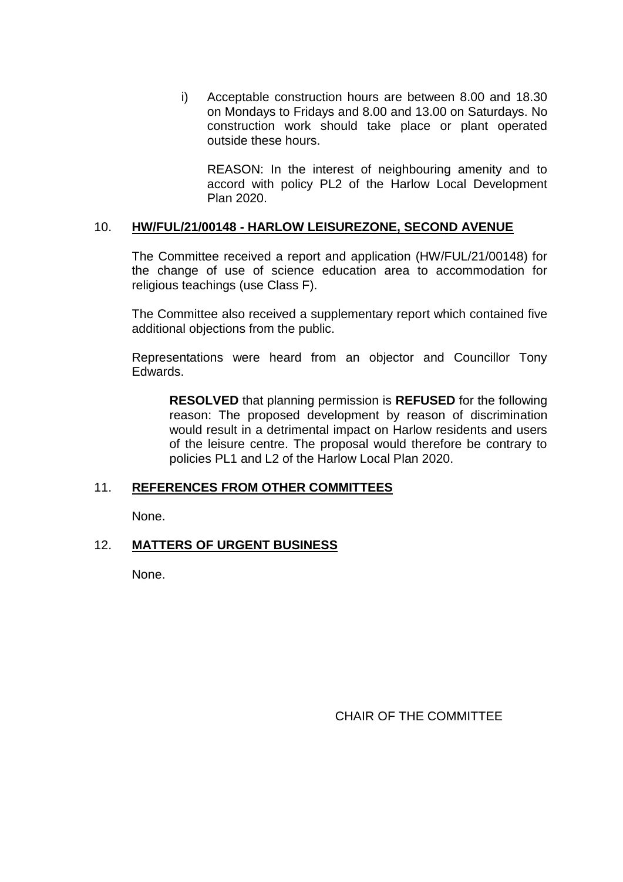i) Acceptable construction hours are between 8.00 and 18.30 on Mondays to Fridays and 8.00 and 13.00 on Saturdays. No construction work should take place or plant operated outside these hours.

   REASON: In the interest of neighbouring amenity and to accord with policy PL2 of the Harlow Local Development Plan 2020.

## 10. HW/FUL/21/00148 - HARLOW LEISUREZONE, SECOND AVENUE

The Committee received a report and application (HW/FUL/21/00148) for the change of use of science education area to accommodation for religious teachings (use Class F).

The Committee also received a supplementary report which contained five additional objections from the public.

Representations were heard from an objector and Councillor Tony Edwards.

> **RESOLVED** that planning permission is **REFUSED** for the following reason: The proposed development by reason of discrimination would result in a detrimental impact on Harlow residents and users of the leisure centre. The proposal would therefore be contrary to policies PL1 and L2 of the Harlow Local Plan 2020.

## 11. REFERENCES FROM OTHER COMMITTEES

None.

## 12. MATTERS OF URGENT BUSINESS

None.

CHAIR OF THE COMMITTEE